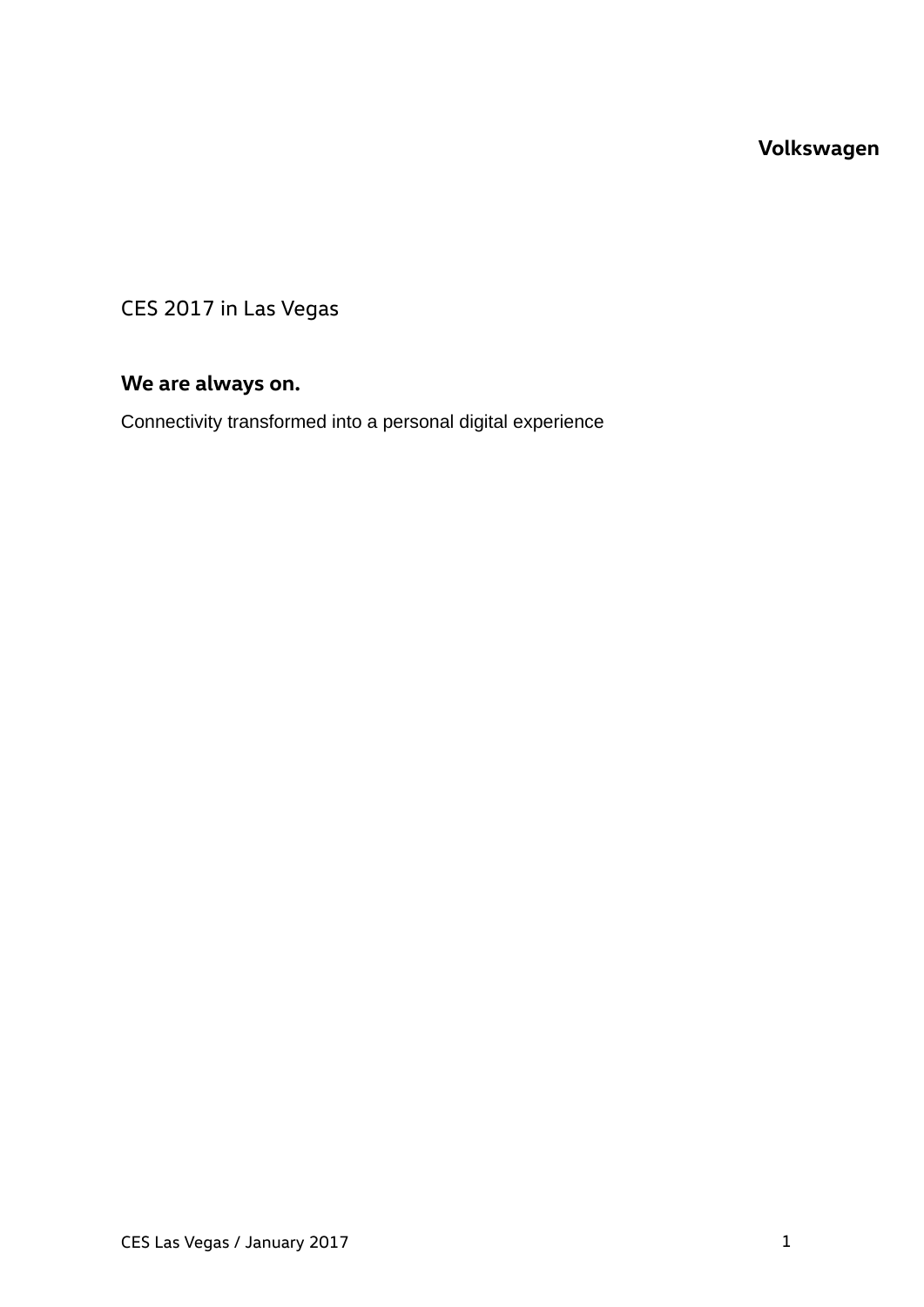**Volkswagen**

CES 2017 in Las Vegas

# We are always on.

Connectivity transformed into a personal digital experience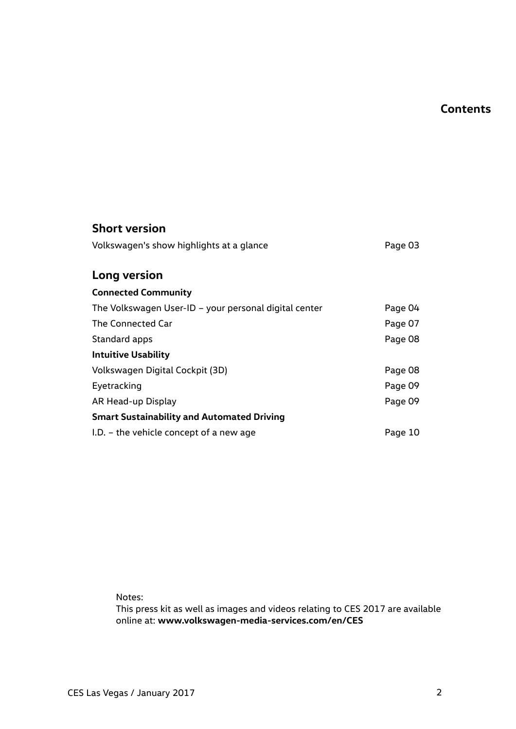# Contents

## Short version

| | |
|---|---|
| Volkswagen's show highlights at a glance | Page 03 |

## Long version

| | |
|---|---|
| **Connected Community** | |
| The Volkswagen User-ID – your personal digital center | Page 04 |
| The Connected Car | Page 07 |
| Standard apps | Page 08 |
| **Intuitive Usability** | |
| Volkswagen Digital Cockpit (3D) | Page 08 |
| Eyetracking | Page 09 |
| AR Head-up Display | Page 09 |
| **Smart Sustainability and Automated Driving** | |
| I.D. – the vehicle concept of a new age | Page 10 |

Notes:
This press kit as well as images and videos relating to CES 2017 are available online at: **www.volkswagen-media-services.com/en/CES**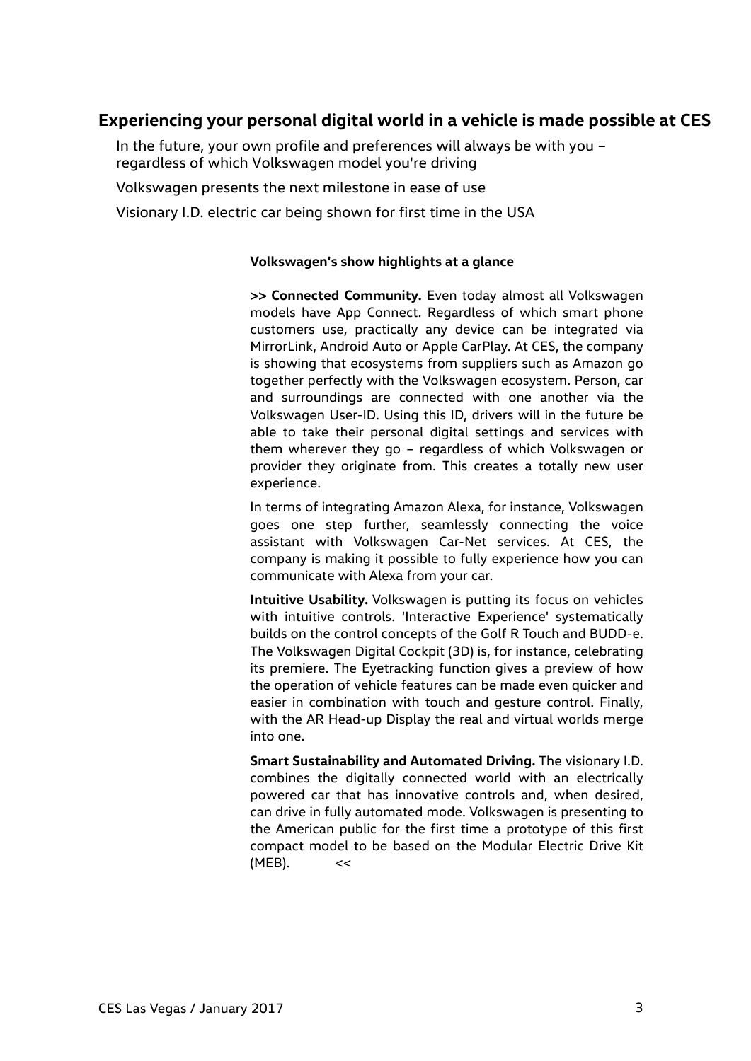## Experiencing your personal digital world in a vehicle is made possible at CES

In the future, your own profile and preferences will always be with you – regardless of which Volkswagen model you're driving

Volkswagen presents the next milestone in ease of use

Visionary I.D. electric car being shown for first time in the USA

**Volkswagen's show highlights at a glance**

**>> Connected Community.** Even today almost all Volkswagen models have App Connect. Regardless of which smart phone customers use, practically any device can be integrated via MirrorLink, Android Auto or Apple CarPlay. At CES, the company is showing that ecosystems from suppliers such as Amazon go together perfectly with the Volkswagen ecosystem. Person, car and surroundings are connected with one another via the Volkswagen User-ID. Using this ID, drivers will in the future be able to take their personal digital settings and services with them wherever they go – regardless of which Volkswagen or provider they originate from. This creates a totally new user experience.

In terms of integrating Amazon Alexa, for instance, Volkswagen goes one step further, seamlessly connecting the voice assistant with Volkswagen Car-Net services. At CES, the company is making it possible to fully experience how you can communicate with Alexa from your car.

**Intuitive Usability.** Volkswagen is putting its focus on vehicles with intuitive controls. 'Interactive Experience' systematically builds on the control concepts of the Golf R Touch and BUDD-e. The Volkswagen Digital Cockpit (3D) is, for instance, celebrating its premiere. The Eyetracking function gives a preview of how the operation of vehicle features can be made even quicker and easier in combination with touch and gesture control. Finally, with the AR Head-up Display the real and virtual worlds merge into one.

**Smart Sustainability and Automated Driving.** The visionary I.D. combines the digitally connected world with an electrically powered car that has innovative controls and, when desired, can drive in fully automated mode. Volkswagen is presenting to the American public for the first time a prototype of this first compact model to be based on the Modular Electric Drive Kit (MEB). <<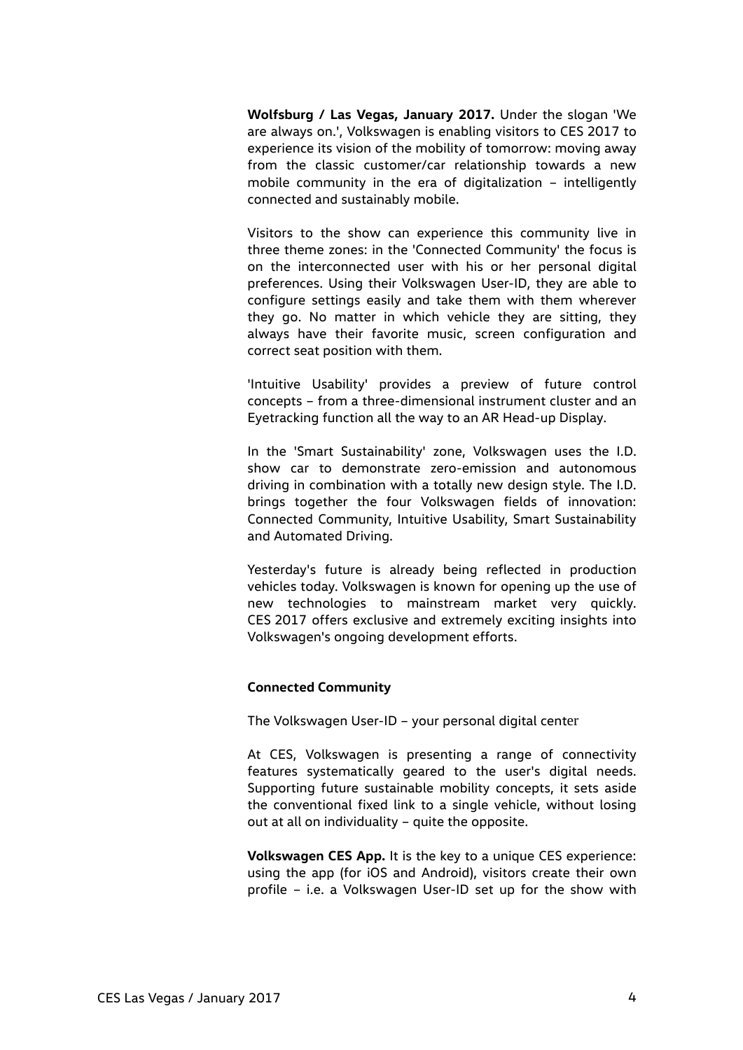**Wolfsburg / Las Vegas, January 2017.** Under the slogan 'We are always on.', Volkswagen is enabling visitors to CES 2017 to experience its vision of the mobility of tomorrow: moving away from the classic customer/car relationship towards a new mobile community in the era of digitalization – intelligently connected and sustainably mobile.

Visitors to the show can experience this community live in three theme zones: in the 'Connected Community' the focus is on the interconnected user with his or her personal digital preferences. Using their Volkswagen User-ID, they are able to configure settings easily and take them with them wherever they go. No matter in which vehicle they are sitting, they always have their favorite music, screen configuration and correct seat position with them.

'Intuitive Usability' provides a preview of future control concepts – from a three-dimensional instrument cluster and an Eyetracking function all the way to an AR Head-up Display.

In the 'Smart Sustainability' zone, Volkswagen uses the I.D. show car to demonstrate zero-emission and autonomous driving in combination with a totally new design style. The I.D. brings together the four Volkswagen fields of innovation: Connected Community, Intuitive Usability, Smart Sustainability and Automated Driving.

Yesterday's future is already being reflected in production vehicles today. Volkswagen is known for opening up the use of new technologies to mainstream market very quickly. CES 2017 offers exclusive and extremely exciting insights into Volkswagen's ongoing development efforts.

**Connected Community**

The Volkswagen User-ID – your personal digital center

At CES, Volkswagen is presenting a range of connectivity features systematically geared to the user's digital needs. Supporting future sustainable mobility concepts, it sets aside the conventional fixed link to a single vehicle, without losing out at all on individuality – quite the opposite.

**Volkswagen CES App.** It is the key to a unique CES experience: using the app (for iOS and Android), visitors create their own profile – i.e. a Volkswagen User-ID set up for the show with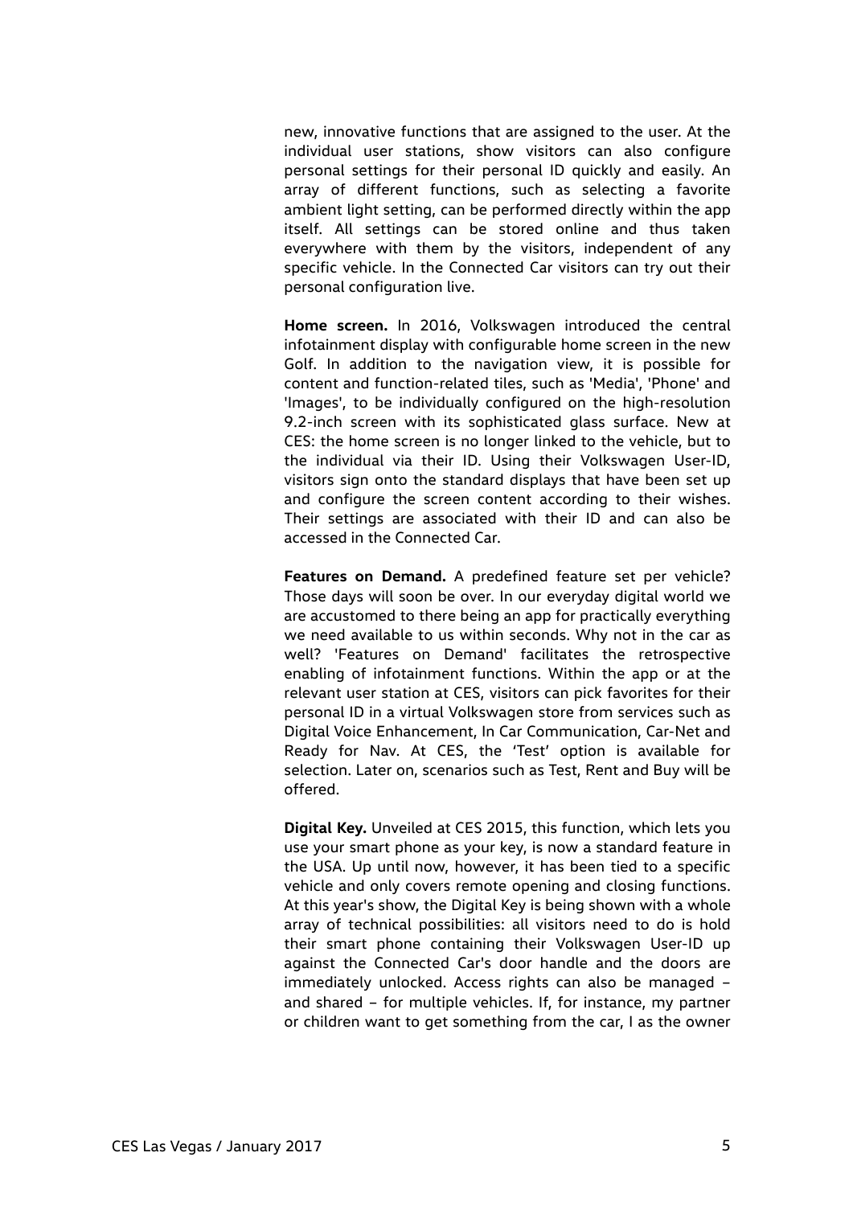new, innovative functions that are assigned to the user. At the individual user stations, show visitors can also configure personal settings for their personal ID quickly and easily. An array of different functions, such as selecting a favorite ambient light setting, can be performed directly within the app itself. All settings can be stored online and thus taken everywhere with them by the visitors, independent of any specific vehicle. In the Connected Car visitors can try out their personal configuration live.

**Home screen.** In 2016, Volkswagen introduced the central infotainment display with configurable home screen in the new Golf. In addition to the navigation view, it is possible for content and function-related tiles, such as 'Media', 'Phone' and 'Images', to be individually configured on the high-resolution 9.2-inch screen with its sophisticated glass surface. New at CES: the home screen is no longer linked to the vehicle, but to the individual via their ID. Using their Volkswagen User-ID, visitors sign onto the standard displays that have been set up and configure the screen content according to their wishes. Their settings are associated with their ID and can also be accessed in the Connected Car.

**Features on Demand.** A predefined feature set per vehicle? Those days will soon be over. In our everyday digital world we are accustomed to there being an app for practically everything we need available to us within seconds. Why not in the car as well? 'Features on Demand' facilitates the retrospective enabling of infotainment functions. Within the app or at the relevant user station at CES, visitors can pick favorites for their personal ID in a virtual Volkswagen store from services such as Digital Voice Enhancement, In Car Communication, Car-Net and Ready for Nav. At CES, the 'Test' option is available for selection. Later on, scenarios such as Test, Rent and Buy will be offered.

**Digital Key.** Unveiled at CES 2015, this function, which lets you use your smart phone as your key, is now a standard feature in the USA. Up until now, however, it has been tied to a specific vehicle and only covers remote opening and closing functions. At this year's show, the Digital Key is being shown with a whole array of technical possibilities: all visitors need to do is hold their smart phone containing their Volkswagen User-ID up against the Connected Car's door handle and the doors are immediately unlocked. Access rights can also be managed – and shared – for multiple vehicles. If, for instance, my partner or children want to get something from the car, I as the owner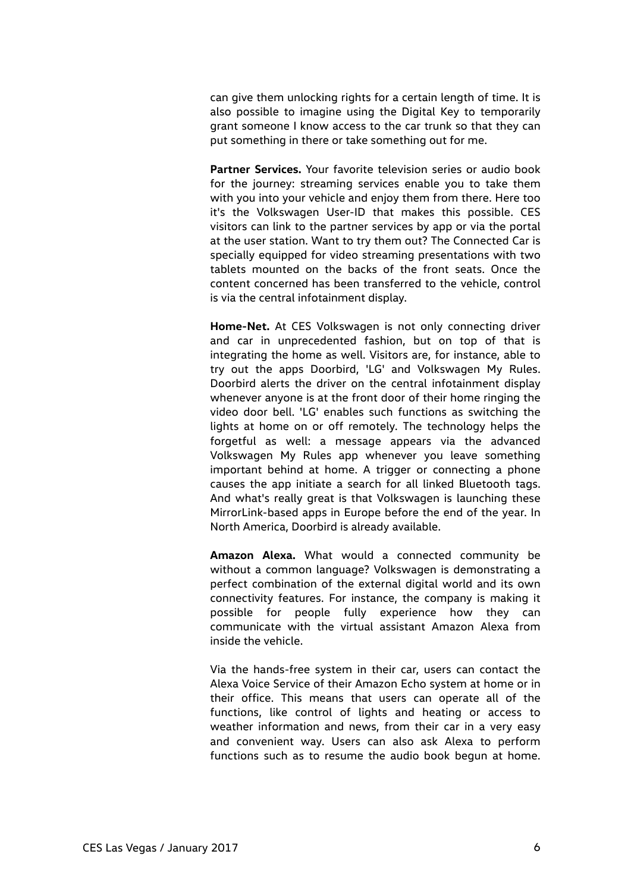can give them unlocking rights for a certain length of time. It is also possible to imagine using the Digital Key to temporarily grant someone I know access to the car trunk so that they can put something in there or take something out for me.

**Partner Services.** Your favorite television series or audio book for the journey: streaming services enable you to take them with you into your vehicle and enjoy them from there. Here too it's the Volkswagen User-ID that makes this possible. CES visitors can link to the partner services by app or via the portal at the user station. Want to try them out? The Connected Car is specially equipped for video streaming presentations with two tablets mounted on the backs of the front seats. Once the content concerned has been transferred to the vehicle, control is via the central infotainment display.

**Home-Net.** At CES Volkswagen is not only connecting driver and car in unprecedented fashion, but on top of that is integrating the home as well. Visitors are, for instance, able to try out the apps Doorbird, 'LG' and Volkswagen My Rules. Doorbird alerts the driver on the central infotainment display whenever anyone is at the front door of their home ringing the video door bell. 'LG' enables such functions as switching the lights at home on or off remotely. The technology helps the forgetful as well: a message appears via the advanced Volkswagen My Rules app whenever you leave something important behind at home. A trigger or connecting a phone causes the app initiate a search for all linked Bluetooth tags. And what's really great is that Volkswagen is launching these MirrorLink-based apps in Europe before the end of the year. In North America, Doorbird is already available.

**Amazon Alexa.** What would a connected community be without a common language? Volkswagen is demonstrating a perfect combination of the external digital world and its own connectivity features. For instance, the company is making it possible for people fully experience how they can communicate with the virtual assistant Amazon Alexa from inside the vehicle.

Via the hands-free system in their car, users can contact the Alexa Voice Service of their Amazon Echo system at home or in their office. This means that users can operate all of the functions, like control of lights and heating or access to weather information and news, from their car in a very easy and convenient way. Users can also ask Alexa to perform functions such as to resume the audio book begun at home.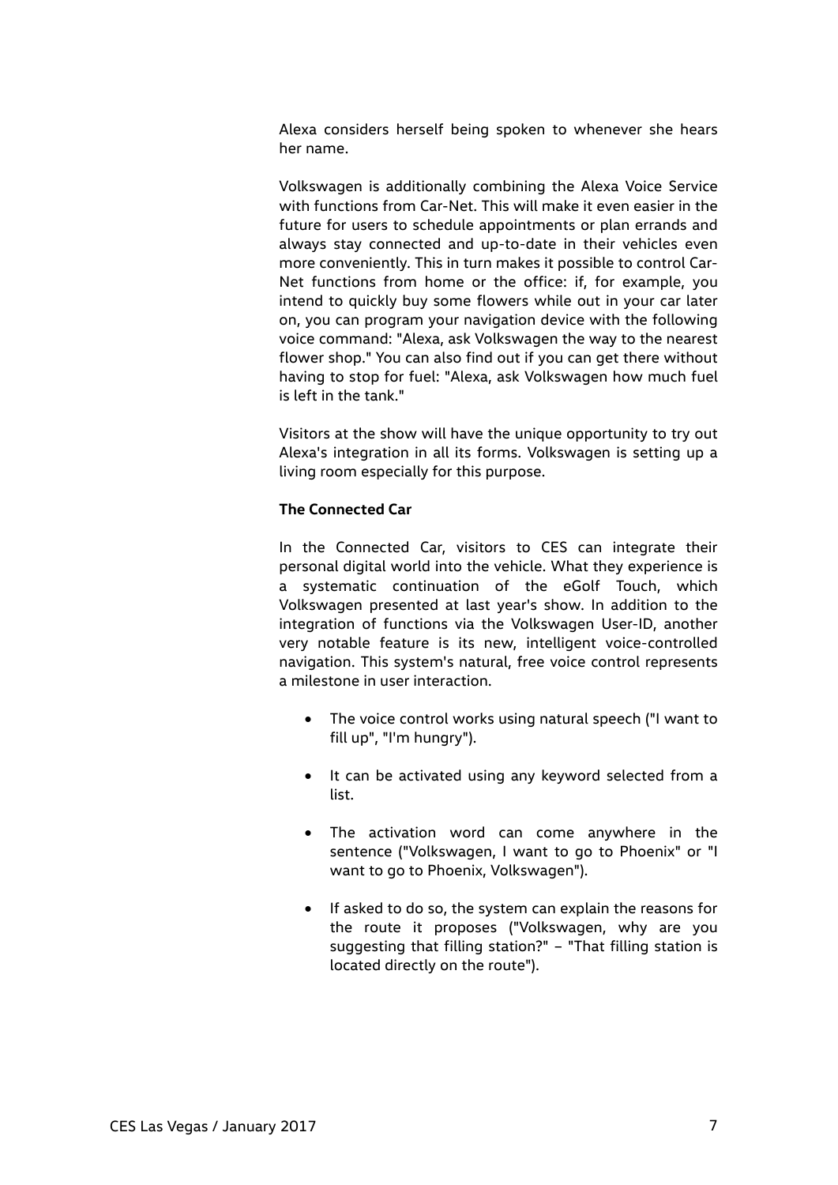Alexa considers herself being spoken to whenever she hears her name.

Volkswagen is additionally combining the Alexa Voice Service with functions from Car-Net. This will make it even easier in the future for users to schedule appointments or plan errands and always stay connected and up-to-date in their vehicles even more conveniently. This in turn makes it possible to control Car-Net functions from home or the office: if, for example, you intend to quickly buy some flowers while out in your car later on, you can program your navigation device with the following voice command: "Alexa, ask Volkswagen the way to the nearest flower shop." You can also find out if you can get there without having to stop for fuel: "Alexa, ask Volkswagen how much fuel is left in the tank."

Visitors at the show will have the unique opportunity to try out Alexa's integration in all its forms. Volkswagen is setting up a living room especially for this purpose.

**The Connected Car**

In the Connected Car, visitors to CES can integrate their personal digital world into the vehicle. What they experience is a systematic continuation of the eGolf Touch, which Volkswagen presented at last year's show. In addition to the integration of functions via the Volkswagen User-ID, another very notable feature is its new, intelligent voice-controlled navigation. This system's natural, free voice control represents a milestone in user interaction.

- The voice control works using natural speech ("I want to fill up", "I'm hungry").
- It can be activated using any keyword selected from a list.
- The activation word can come anywhere in the sentence ("Volkswagen, I want to go to Phoenix" or "I want to go to Phoenix, Volkswagen").
- If asked to do so, the system can explain the reasons for the route it proposes ("Volkswagen, why are you suggesting that filling station?" – "That filling station is located directly on the route").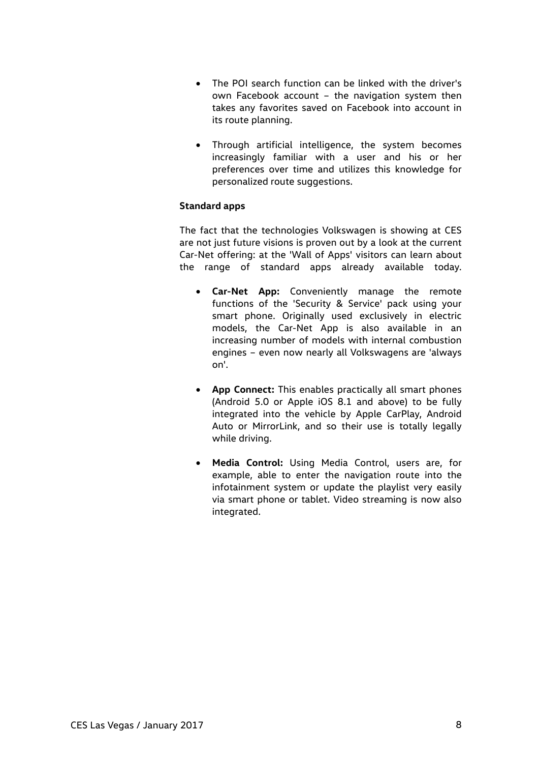- The POI search function can be linked with the driver's own Facebook account – the navigation system then takes any favorites saved on Facebook into account in its route planning.

- Through artificial intelligence, the system becomes increasingly familiar with a user and his or her preferences over time and utilizes this knowledge for personalized route suggestions.

**Standard apps**

The fact that the technologies Volkswagen is showing at CES are not just future visions is proven out by a look at the current Car-Net offering: at the 'Wall of Apps' visitors can learn about the range of standard apps already available today.

- **Car-Net App:** Conveniently manage the remote functions of the 'Security & Service' pack using your smart phone. Originally used exclusively in electric models, the Car-Net App is also available in an increasing number of models with internal combustion engines – even now nearly all Volkswagens are 'always on'.

- **App Connect:** This enables practically all smart phones (Android 5.0 or Apple iOS 8.1 and above) to be fully integrated into the vehicle by Apple CarPlay, Android Auto or MirrorLink, and so their use is totally legally while driving.

- **Media Control:** Using Media Control, users are, for example, able to enter the navigation route into the infotainment system or update the playlist very easily via smart phone or tablet. Video streaming is now also integrated.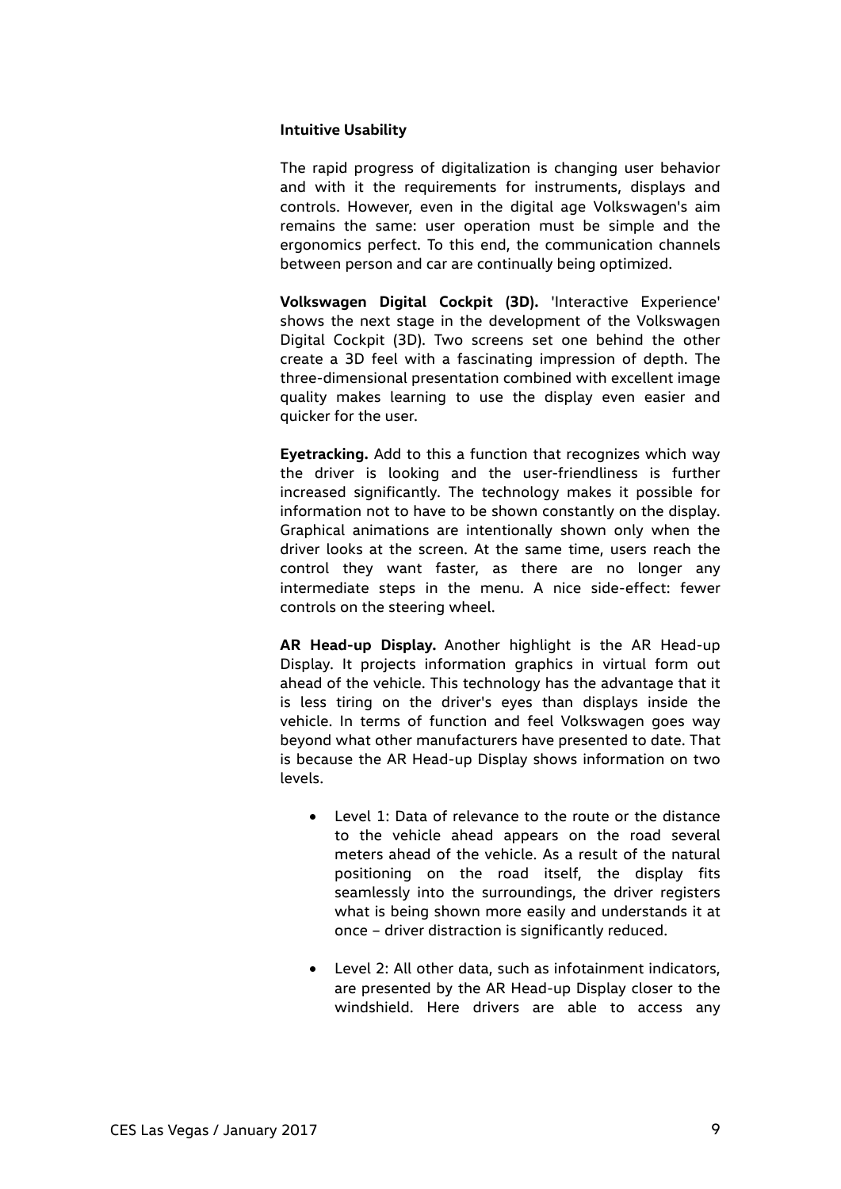**Intuitive Usability**

The rapid progress of digitalization is changing user behavior and with it the requirements for instruments, displays and controls. However, even in the digital age Volkswagen's aim remains the same: user operation must be simple and the ergonomics perfect. To this end, the communication channels between person and car are continually being optimized.

**Volkswagen Digital Cockpit (3D).** 'Interactive Experience' shows the next stage in the development of the Volkswagen Digital Cockpit (3D). Two screens set one behind the other create a 3D feel with a fascinating impression of depth. The three-dimensional presentation combined with excellent image quality makes learning to use the display even easier and quicker for the user.

**Eyetracking.** Add to this a function that recognizes which way the driver is looking and the user-friendliness is further increased significantly. The technology makes it possible for information not to have to be shown constantly on the display. Graphical animations are intentionally shown only when the driver looks at the screen. At the same time, users reach the control they want faster, as there are no longer any intermediate steps in the menu. A nice side-effect: fewer controls on the steering wheel.

**AR Head-up Display.** Another highlight is the AR Head-up Display. It projects information graphics in virtual form out ahead of the vehicle. This technology has the advantage that it is less tiring on the driver's eyes than displays inside the vehicle. In terms of function and feel Volkswagen goes way beyond what other manufacturers have presented to date. That is because the AR Head-up Display shows information on two levels.

- Level 1: Data of relevance to the route or the distance to the vehicle ahead appears on the road several meters ahead of the vehicle. As a result of the natural positioning on the road itself, the display fits seamlessly into the surroundings, the driver registers what is being shown more easily and understands it at once – driver distraction is significantly reduced.
- Level 2: All other data, such as infotainment indicators, are presented by the AR Head-up Display closer to the windshield. Here drivers are able to access any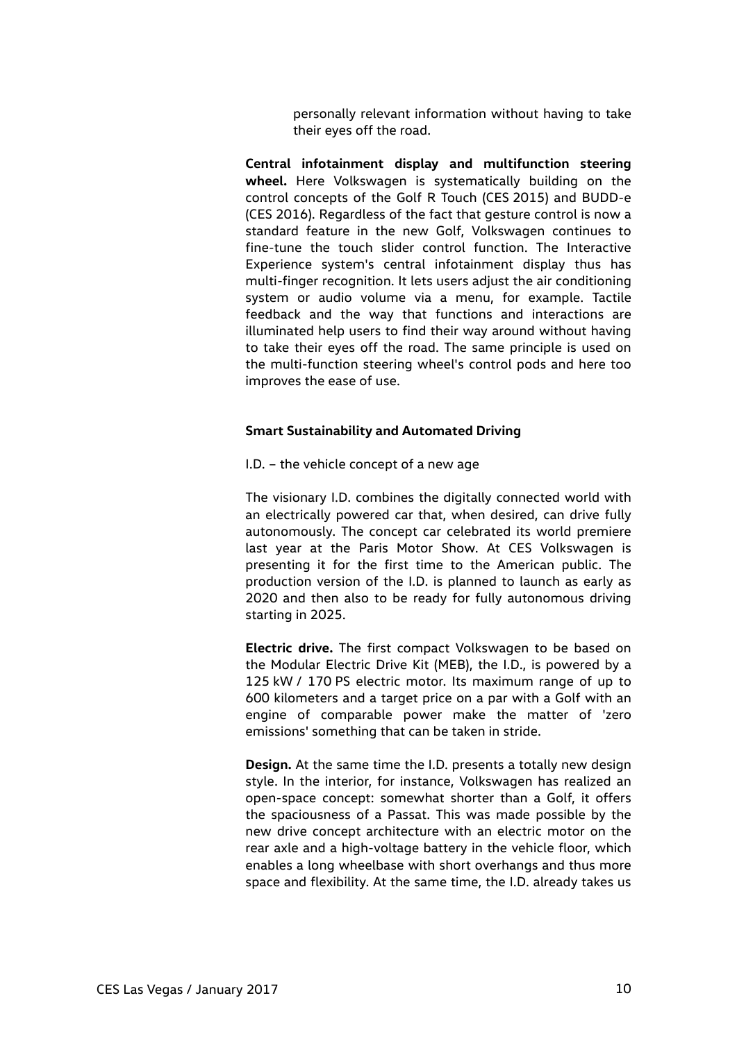personally relevant information without having to take their eyes off the road.

**Central infotainment display and multifunction steering wheel.** Here Volkswagen is systematically building on the control concepts of the Golf R Touch (CES 2015) and BUDD-e (CES 2016). Regardless of the fact that gesture control is now a standard feature in the new Golf, Volkswagen continues to fine-tune the touch slider control function. The Interactive Experience system's central infotainment display thus has multi-finger recognition. It lets users adjust the air conditioning system or audio volume via a menu, for example. Tactile feedback and the way that functions and interactions are illuminated help users to find their way around without having to take their eyes off the road. The same principle is used on the multi-function steering wheel's control pods and here too improves the ease of use.

### Smart Sustainability and Automated Driving

I.D. – the vehicle concept of a new age

The visionary I.D. combines the digitally connected world with an electrically powered car that, when desired, can drive fully autonomously. The concept car celebrated its world premiere last year at the Paris Motor Show. At CES Volkswagen is presenting it for the first time to the American public. The production version of the I.D. is planned to launch as early as 2020 and then also to be ready for fully autonomous driving starting in 2025.

**Electric drive.** The first compact Volkswagen to be based on the Modular Electric Drive Kit (MEB), the I.D., is powered by a 125 kW / 170 PS electric motor. Its maximum range of up to 600 kilometers and a target price on a par with a Golf with an engine of comparable power make the matter of 'zero emissions' something that can be taken in stride.

**Design.** At the same time the I.D. presents a totally new design style. In the interior, for instance, Volkswagen has realized an open-space concept: somewhat shorter than a Golf, it offers the spaciousness of a Passat. This was made possible by the new drive concept architecture with an electric motor on the rear axle and a high-voltage battery in the vehicle floor, which enables a long wheelbase with short overhangs and thus more space and flexibility. At the same time, the I.D. already takes us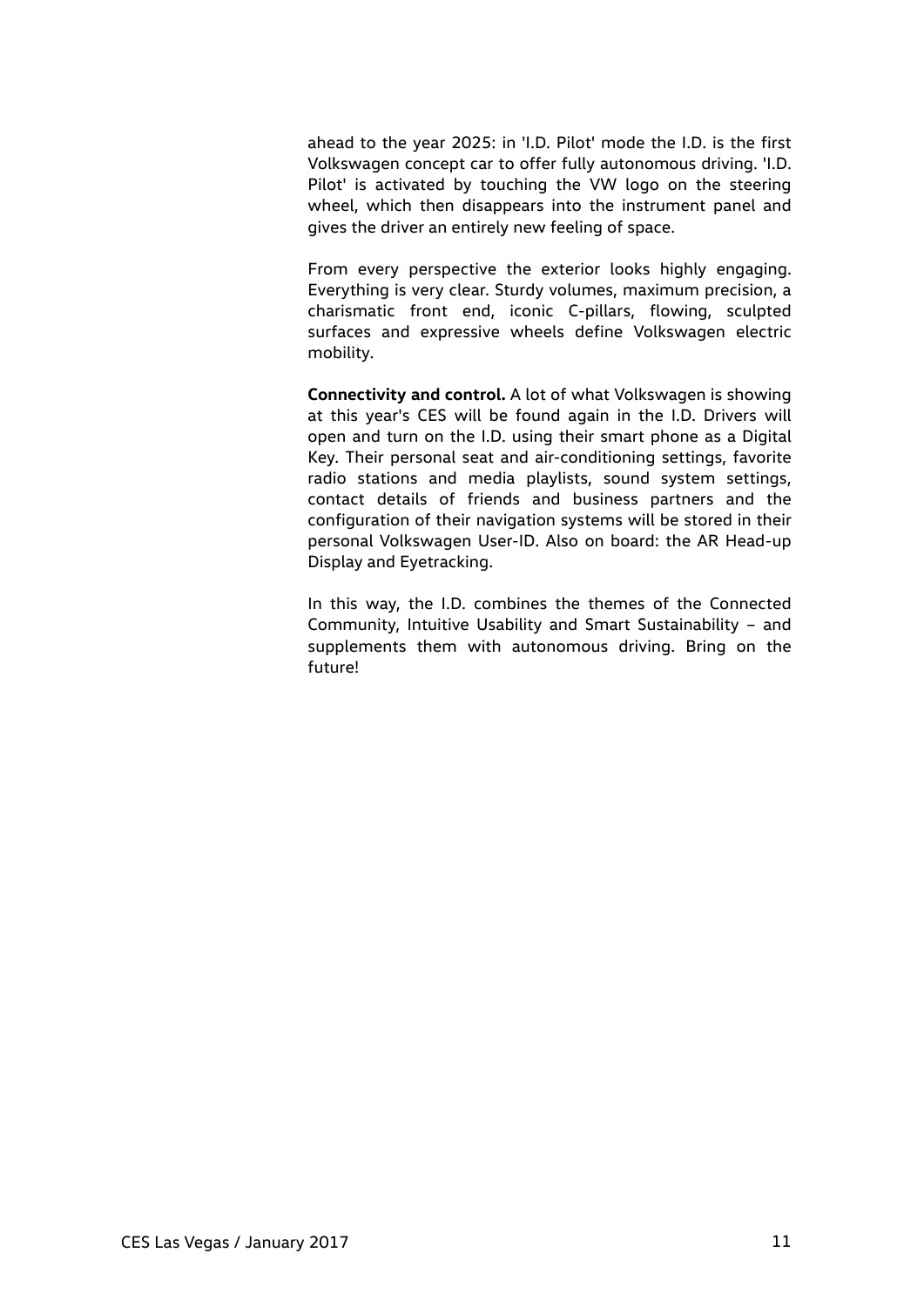ahead to the year 2025: in 'I.D. Pilot' mode the I.D. is the first Volkswagen concept car to offer fully autonomous driving. 'I.D. Pilot' is activated by touching the VW logo on the steering wheel, which then disappears into the instrument panel and gives the driver an entirely new feeling of space.

From every perspective the exterior looks highly engaging. Everything is very clear. Sturdy volumes, maximum precision, a charismatic front end, iconic C-pillars, flowing, sculpted surfaces and expressive wheels define Volkswagen electric mobility.

**Connectivity and control.** A lot of what Volkswagen is showing at this year's CES will be found again in the I.D. Drivers will open and turn on the I.D. using their smart phone as a Digital Key. Their personal seat and air-conditioning settings, favorite radio stations and media playlists, sound system settings, contact details of friends and business partners and the configuration of their navigation systems will be stored in their personal Volkswagen User-ID. Also on board: the AR Head-up Display and Eyetracking.

In this way, the I.D. combines the themes of the Connected Community, Intuitive Usability and Smart Sustainability – and supplements them with autonomous driving. Bring on the future!